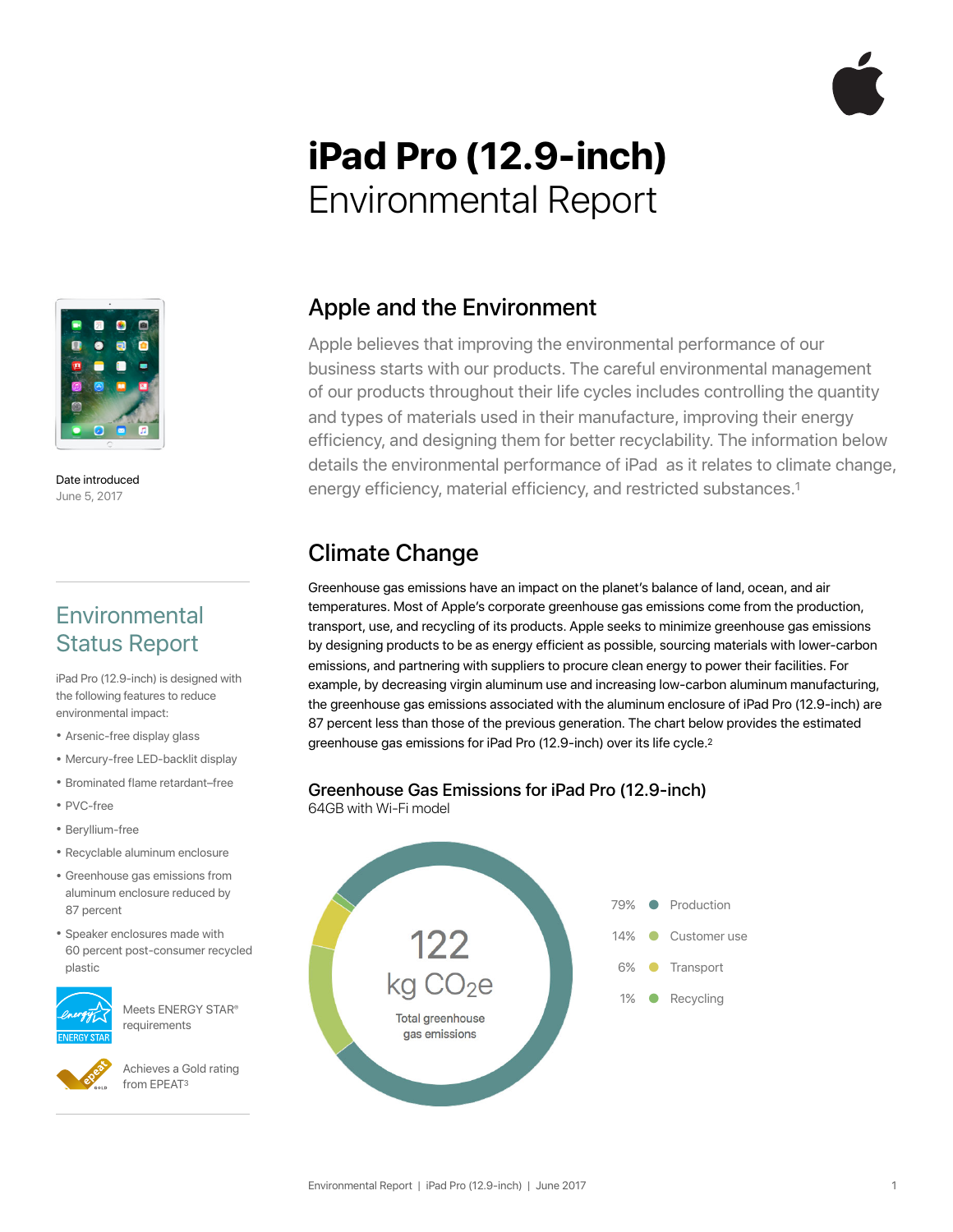# iPad Pro (12.9-inch)
## Environmental Report

Date introduced
June 5, 2017

## Environmental Status Report

iPad Pro (12.9-inch) is designed with the following features to reduce environmental impact:

- Arsenic-free display glass
- Mercury-free LED-backlit display
- Brominated flame retardant–free
- PVC-free
- Beryllium-free
- Recyclable aluminum enclosure
- Greenhouse gas emissions from aluminum enclosure reduced by 87 percent
- Speaker enclosures made with 60 percent post-consumer recycled plastic

Meets ENERGY STAR® requirements

Achieves a Gold rating from EPEAT[3]

## Apple and the Environment

Apple believes that improving the environmental performance of our business starts with our products. The careful environmental management of our products throughout their life cycles includes controlling the quantity and types of materials used in their manufacture, improving their energy efficiency, and designing them for better recyclability. The information below details the environmental performance of iPad as it relates to climate change, energy efficiency, material efficiency, and restricted substances.[1]

## Climate Change

Greenhouse gas emissions have an impact on the planet's balance of land, ocean, and air temperatures. Most of Apple's corporate greenhouse gas emissions come from the production, transport, use, and recycling of its products. Apple seeks to minimize greenhouse gas emissions by designing products to be as energy efficient as possible, sourcing materials with lower-carbon emissions, and partnering with suppliers to procure clean energy to power their facilities. For example, by decreasing virgin aluminum use and increasing low-carbon aluminum manufacturing, the greenhouse gas emissions associated with the aluminum enclosure of iPad Pro (12.9-inch) are 87 percent less than those of the previous generation. The chart below provides the estimated greenhouse gas emissions for iPad Pro (12.9-inch) over its life cycle.[2]

### Greenhouse Gas Emissions for iPad Pro (12.9-inch)

64GB with Wi-Fi model

122 kg $CO_2e$
Total greenhouse gas emissions

| Share | Phase |
| --- | --- |
| 79% | Production |
| 14% | Customer use |
| 6% | Transport |
| 1% | Recycling |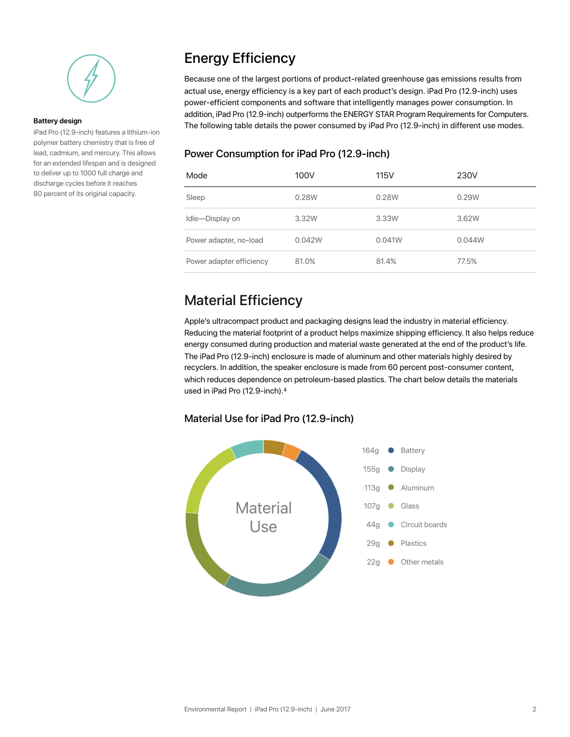## Battery design

iPad Pro (12.9-inch) features a lithium-ion polymer battery chemistry that is free of lead, cadmium, and mercury. This allows for an extended lifespan and is designed to deliver up to 1000 full charge and discharge cycles before it reaches 80 percent of its original capacity.

# Energy Efficiency

Because one of the largest portions of product-related greenhouse gas emissions results from actual use, energy efficiency is a key part of each product's design. iPad Pro (12.9-inch) uses power-efficient components and software that intelligently manages power consumption. In addition, iPad Pro (12.9-inch) outperforms the ENERGY STAR Program Requirements for Computers. The following table details the power consumed by iPad Pro (12.9-inch) in different use modes.

### Power Consumption for iPad Pro (12.9-inch)

| Mode | 100V | 115V | 230V |
|---|---|---|---|
| Sleep | 0.28W | 0.28W | 0.29W |
| Idle—Display on | 3.32W | 3.33W | 3.62W |
| Power adapter, no-load | 0.042W | 0.041W | 0.044W |
| Power adapter efficiency | 81.0% | 81.4% | 77.5% |

# Material Efficiency

Apple's ultracompact product and packaging designs lead the industry in material efficiency. Reducing the material footprint of a product helps maximize shipping efficiency. It also helps reduce energy consumed during production and material waste generated at the end of the product's life. The iPad Pro (12.9-inch) enclosure is made of aluminum and other materials highly desired by recyclers. In addition, the speaker enclosure is made from 60 percent post-consumer content, which reduces dependence on petroleum-based plastics. The chart below details the materials used in iPad Pro (12.9-inch).[4]

### Material Use for iPad Pro (12.9-inch)

Material Use

| Weight | Material |
|---|---|
| 164g | Battery |
| 155g | Display |
| 113g | Aluminum |
| 107g | Glass |
| 44g | Circuit boards |
| 29g | Plastics |
| 22g | Other metals |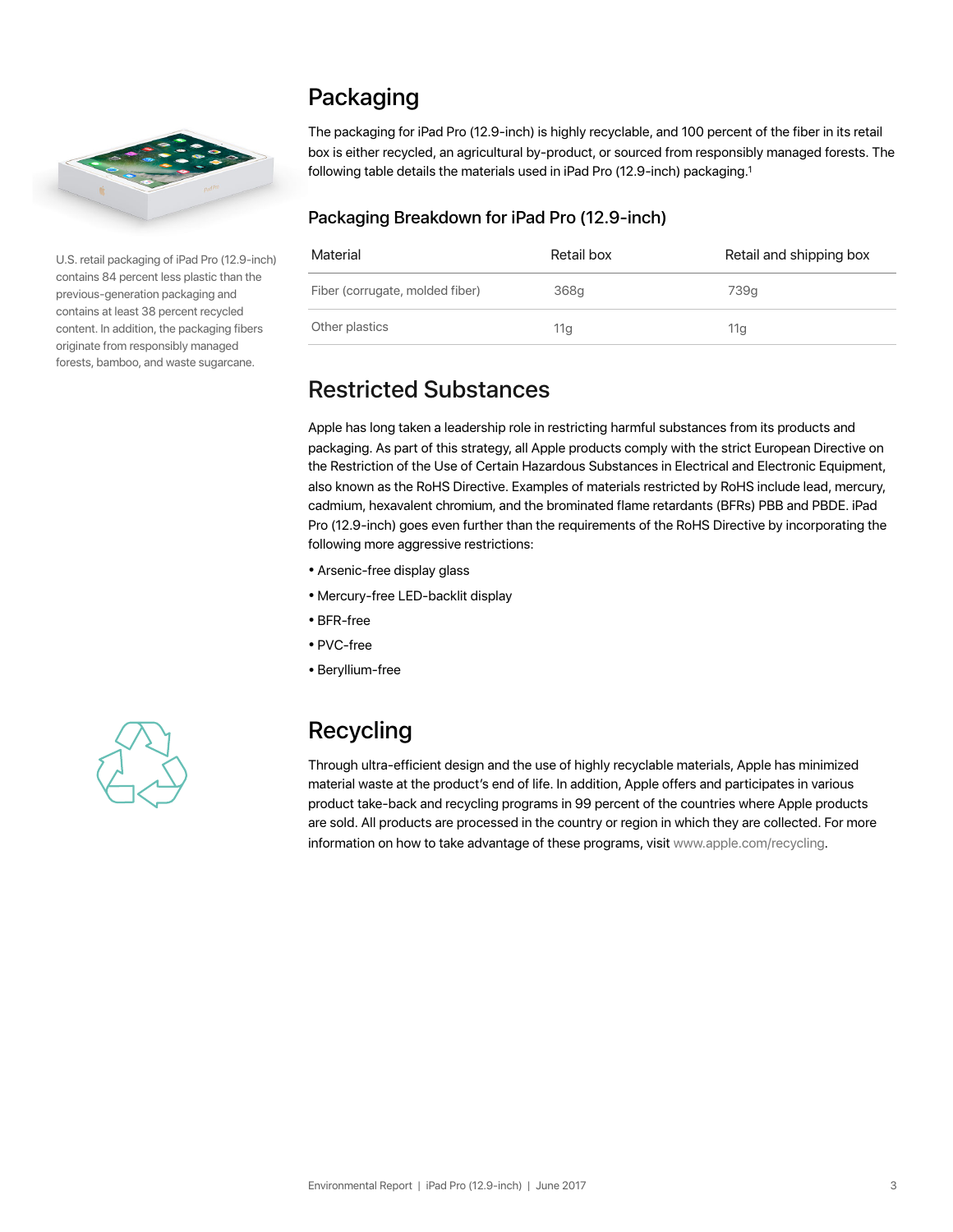U.S. retail packaging of iPad Pro (12.9-inch) contains 84 percent less plastic than the previous-generation packaging and contains at least 38 percent recycled content. In addition, the packaging fibers originate from responsibly managed forests, bamboo, and waste sugarcane.

## Packaging

The packaging for iPad Pro (12.9-inch) is highly recyclable, and 100 percent of the fiber in its retail box is either recycled, an agricultural by-product, or sourced from responsibly managed forests. The following table details the materials used in iPad Pro (12.9-inch) packaging.[1]

### Packaging Breakdown for iPad Pro (12.9-inch)

| Material | Retail box | Retail and shipping box |
| --- | --- | --- |
| Fiber (corrugate, molded fiber) | 368g | 739g |
| Other plastics | 11g | 11g |

## Restricted Substances

Apple has long taken a leadership role in restricting harmful substances from its products and packaging. As part of this strategy, all Apple products comply with the strict European Directive on the Restriction of the Use of Certain Hazardous Substances in Electrical and Electronic Equipment, also known as the RoHS Directive. Examples of materials restricted by RoHS include lead, mercury, cadmium, hexavalent chromium, and the brominated flame retardants (BFRs) PBB and PBDE. iPad Pro (12.9-inch) goes even further than the requirements of the RoHS Directive by incorporating the following more aggressive restrictions:

- Arsenic-free display glass
- Mercury-free LED-backlit display
- BFR-free
- PVC-free
- Beryllium-free

## Recycling

Through ultra-efficient design and the use of highly recyclable materials, Apple has minimized material waste at the product's end of life. In addition, Apple offers and participates in various product take-back and recycling programs in 99 percent of the countries where Apple products are sold. All products are processed in the country or region in which they are collected. For more information on how to take advantage of these programs, visit www.apple.com/recycling.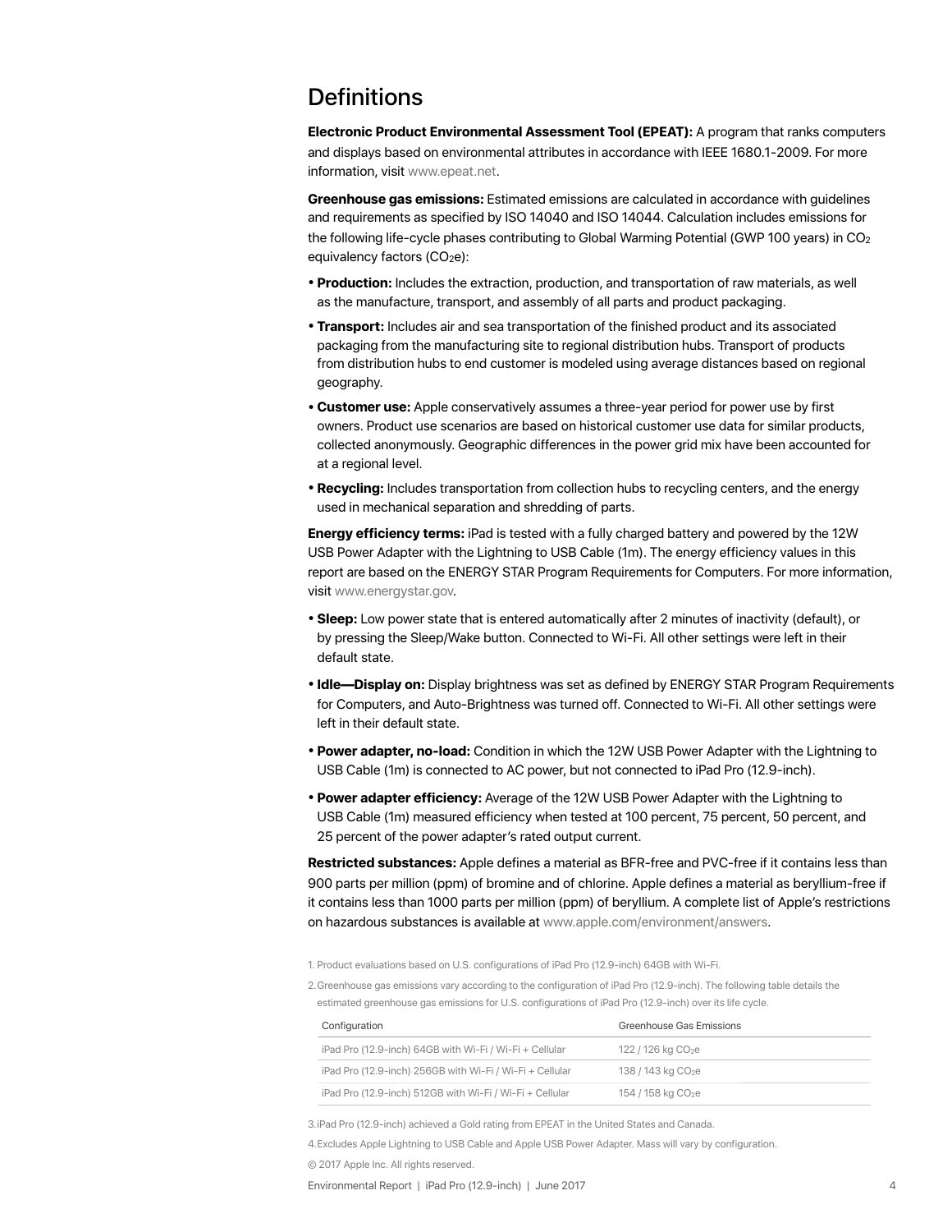## Definitions

**Electronic Product Environmental Assessment Tool (EPEAT):** A program that ranks computers and displays based on environmental attributes in accordance with IEEE 1680.1-2009. For more information, visit www.epeat.net.

**Greenhouse gas emissions:** Estimated emissions are calculated in accordance with guidelines and requirements as specified by ISO 14040 and ISO 14044. Calculation includes emissions for the following life-cycle phases contributing to Global Warming Potential (GWP 100 years) in $CO_2$ equivalency factors ($CO_2e$):

- **Production:** Includes the extraction, production, and transportation of raw materials, as well as the manufacture, transport, and assembly of all parts and product packaging.
- **Transport:** Includes air and sea transportation of the finished product and its associated packaging from the manufacturing site to regional distribution hubs. Transport of products from distribution hubs to end customer is modeled using average distances based on regional geography.
- **Customer use:** Apple conservatively assumes a three-year period for power use by first owners. Product use scenarios are based on historical customer use data for similar products, collected anonymously. Geographic differences in the power grid mix have been accounted for at a regional level.
- **Recycling:** Includes transportation from collection hubs to recycling centers, and the energy used in mechanical separation and shredding of parts.

**Energy efficiency terms:** iPad is tested with a fully charged battery and powered by the 12W USB Power Adapter with the Lightning to USB Cable (1m). The energy efficiency values in this report are based on the ENERGY STAR Program Requirements for Computers. For more information, visit www.energystar.gov.

- **Sleep:** Low power state that is entered automatically after 2 minutes of inactivity (default), or by pressing the Sleep/Wake button. Connected to Wi-Fi. All other settings were left in their default state.
- **Idle—Display on:** Display brightness was set as defined by ENERGY STAR Program Requirements for Computers, and Auto-Brightness was turned off. Connected to Wi-Fi. All other settings were left in their default state.
- **Power adapter, no-load:** Condition in which the 12W USB Power Adapter with the Lightning to USB Cable (1m) is connected to AC power, but not connected to iPad Pro (12.9-inch).
- **Power adapter efficiency:** Average of the 12W USB Power Adapter with the Lightning to USB Cable (1m) measured efficiency when tested at 100 percent, 75 percent, 50 percent, and 25 percent of the power adapter's rated output current.

**Restricted substances:** Apple defines a material as BFR-free and PVC-free if it contains less than 900 parts per million (ppm) of bromine and of chlorine. Apple defines a material as beryllium-free if it contains less than 1000 parts per million (ppm) of beryllium. A complete list of Apple's restrictions on hazardous substances is available at www.apple.com/environment/answers.

1. Product evaluations based on U.S. configurations of iPad Pro (12.9-inch) 64GB with Wi-Fi.
2. Greenhouse gas emissions vary according to the configuration of iPad Pro (12.9-inch). The following table details the estimated greenhouse gas emissions for U.S. configurations of iPad Pro (12.9-inch) over its life cycle.

| Configuration | Greenhouse Gas Emissions |
|---|---|
| iPad Pro (12.9-inch) 64GB with Wi-Fi / Wi-Fi + Cellular | 122 / 126 kg $CO_2e$ |
| iPad Pro (12.9-inch) 256GB with Wi-Fi / Wi-Fi + Cellular | 138 / 143 kg $CO_2e$ |
| iPad Pro (12.9-inch) 512GB with Wi-Fi / Wi-Fi + Cellular | 154 / 158 kg $CO_2e$ |

3. iPad Pro (12.9-inch) achieved a Gold rating from EPEAT in the United States and Canada.
4. Excludes Apple Lightning to USB Cable and Apple USB Power Adapter. Mass will vary by configuration.

© 2017 Apple Inc. All rights reserved.